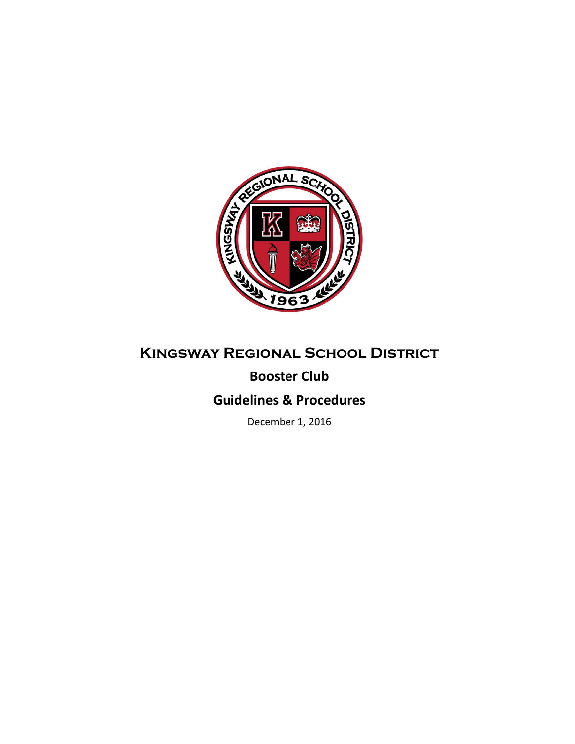# Kingsway Regional School District

## Booster Club

## Guidelines & Procedures

December 1, 2016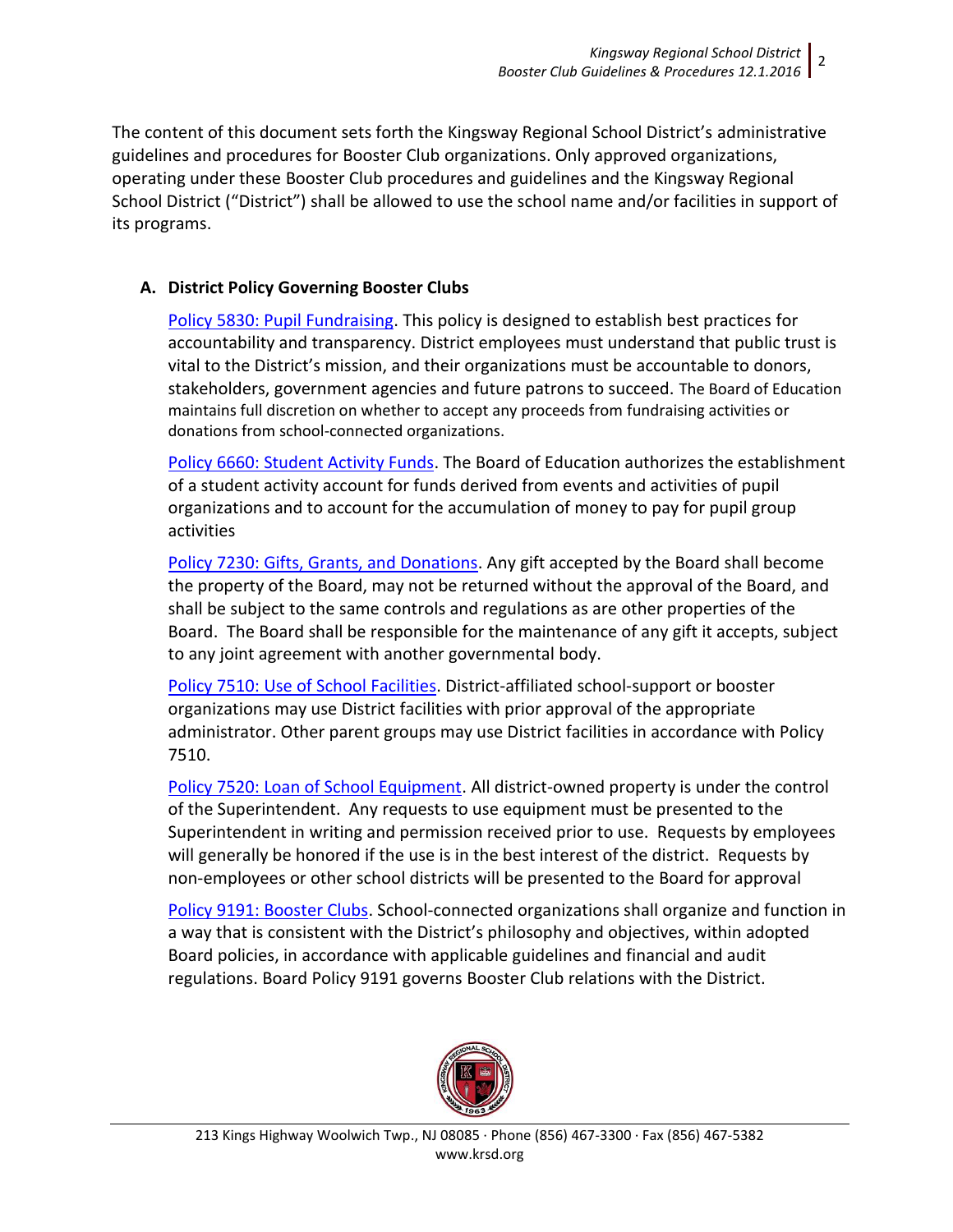The content of this document sets forth the Kingsway Regional School District's administrative guidelines and procedures for Booster Club organizations. Only approved organizations, operating under these Booster Club procedures and guidelines and the Kingsway Regional School District ("District") shall be allowed to use the school name and/or facilities in support of its programs.

## A. District Policy Governing Booster Clubs

Policy 5830: Pupil Fundraising. This policy is designed to establish best practices for accountability and transparency. District employees must understand that public trust is vital to the District's mission, and their organizations must be accountable to donors, stakeholders, government agencies and future patrons to succeed. The Board of Education maintains full discretion on whether to accept any proceeds from fundraising activities or donations from school-connected organizations.

Policy 6660: Student Activity Funds. The Board of Education authorizes the establishment of a student activity account for funds derived from events and activities of pupil organizations and to account for the accumulation of money to pay for pupil group activities

Policy 7230: Gifts, Grants, and Donations. Any gift accepted by the Board shall become the property of the Board, may not be returned without the approval of the Board, and shall be subject to the same controls and regulations as are other properties of the Board. The Board shall be responsible for the maintenance of any gift it accepts, subject to any joint agreement with another governmental body.

Policy 7510: Use of School Facilities. District-affiliated school-support or booster organizations may use District facilities with prior approval of the appropriate administrator. Other parent groups may use District facilities in accordance with Policy 7510.

Policy 7520: Loan of School Equipment. All district-owned property is under the control of the Superintendent. Any requests to use equipment must be presented to the Superintendent in writing and permission received prior to use. Requests by employees will generally be honored if the use is in the best interest of the district. Requests by non-employees or other school districts will be presented to the Board for approval

Policy 9191: Booster Clubs. School-connected organizations shall organize and function in a way that is consistent with the District's philosophy and objectives, within adopted Board policies, in accordance with applicable guidelines and financial and audit regulations. Board Policy 9191 governs Booster Club relations with the District.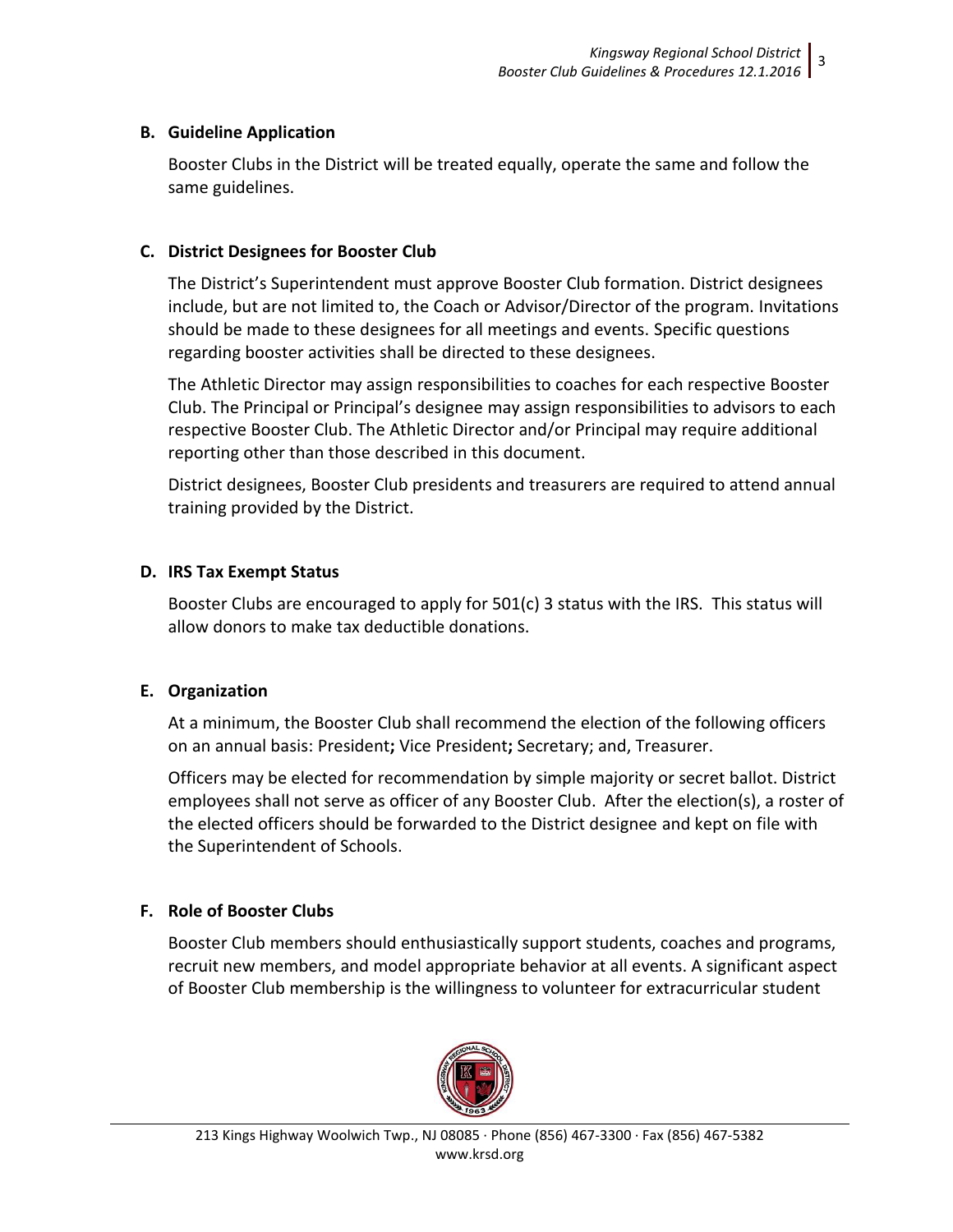### B. Guideline Application

Booster Clubs in the District will be treated equally, operate the same and follow the same guidelines.

### C. District Designees for Booster Club

The District's Superintendent must approve Booster Club formation. District designees include, but are not limited to, the Coach or Advisor/Director of the program. Invitations should be made to these designees for all meetings and events. Specific questions regarding booster activities shall be directed to these designees.

The Athletic Director may assign responsibilities to coaches for each respective Booster Club. The Principal or Principal's designee may assign responsibilities to advisors to each respective Booster Club. The Athletic Director and/or Principal may require additional reporting other than those described in this document.

District designees, Booster Club presidents and treasurers are required to attend annual training provided by the District.

### D. IRS Tax Exempt Status

Booster Clubs are encouraged to apply for 501(c) 3 status with the IRS. This status will allow donors to make tax deductible donations.

### E. Organization

At a minimum, the Booster Club shall recommend the election of the following officers on an annual basis: President**;** Vice President**;** Secretary; and, Treasurer.

Officers may be elected for recommendation by simple majority or secret ballot. District employees shall not serve as officer of any Booster Club. After the election(s), a roster of the elected officers should be forwarded to the District designee and kept on file with the Superintendent of Schools.

### F. Role of Booster Clubs

Booster Club members should enthusiastically support students, coaches and programs, recruit new members, and model appropriate behavior at all events. A significant aspect of Booster Club membership is the willingness to volunteer for extracurricular student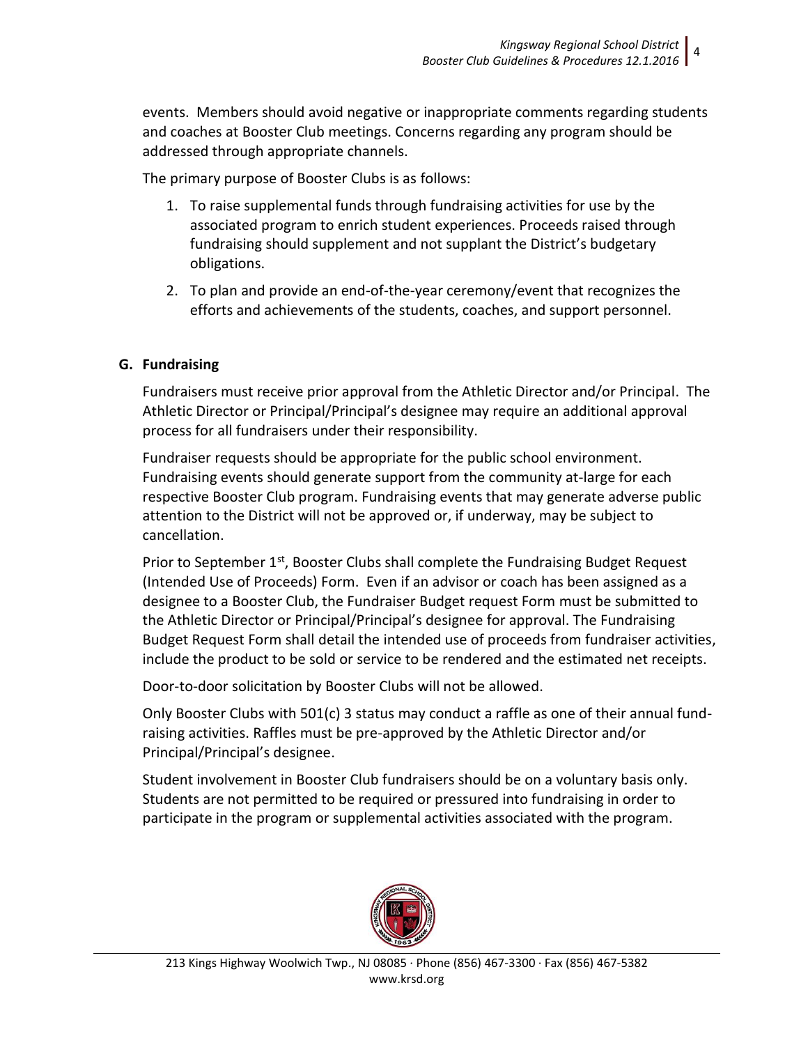events. Members should avoid negative or inappropriate comments regarding students and coaches at Booster Club meetings. Concerns regarding any program should be addressed through appropriate channels.

The primary purpose of Booster Clubs is as follows:

1. To raise supplemental funds through fundraising activities for use by the associated program to enrich student experiences. Proceeds raised through fundraising should supplement and not supplant the District's budgetary obligations.
2. To plan and provide an end-of-the-year ceremony/event that recognizes the efforts and achievements of the students, coaches, and support personnel.

## G. Fundraising

Fundraisers must receive prior approval from the Athletic Director and/or Principal. The Athletic Director or Principal/Principal's designee may require an additional approval process for all fundraisers under their responsibility.

Fundraiser requests should be appropriate for the public school environment. Fundraising events should generate support from the community at-large for each respective Booster Club program. Fundraising events that may generate adverse public attention to the District will not be approved or, if underway, may be subject to cancellation.

Prior to September 1st, Booster Clubs shall complete the Fundraising Budget Request (Intended Use of Proceeds) Form. Even if an advisor or coach has been assigned as a designee to a Booster Club, the Fundraiser Budget request Form must be submitted to the Athletic Director or Principal/Principal's designee for approval. The Fundraising Budget Request Form shall detail the intended use of proceeds from fundraiser activities, include the product to be sold or service to be rendered and the estimated net receipts.

Door-to-door solicitation by Booster Clubs will not be allowed.

Only Booster Clubs with 501(c) 3 status may conduct a raffle as one of their annual fund-raising activities. Raffles must be pre-approved by the Athletic Director and/or Principal/Principal's designee.

Student involvement in Booster Club fundraisers should be on a voluntary basis only. Students are not permitted to be required or pressured into fundraising in order to participate in the program or supplemental activities associated with the program.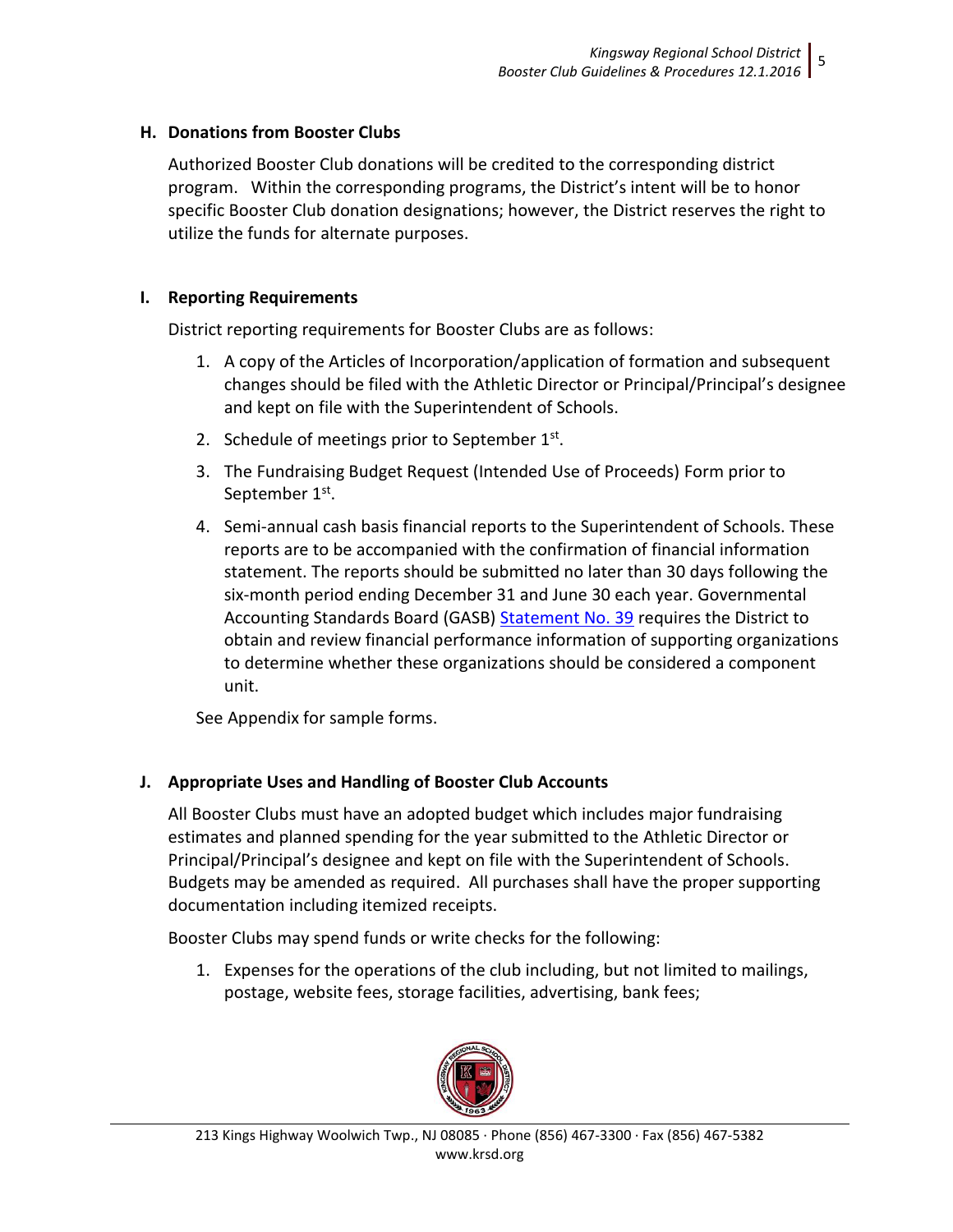## H. Donations from Booster Clubs

Authorized Booster Club donations will be credited to the corresponding district program. Within the corresponding programs, the District's intent will be to honor specific Booster Club donation designations; however, the District reserves the right to utilize the funds for alternate purposes.

## I. Reporting Requirements

District reporting requirements for Booster Clubs are as follows:

1. A copy of the Articles of Incorporation/application of formation and subsequent changes should be filed with the Athletic Director or Principal/Principal's designee and kept on file with the Superintendent of Schools.
2. Schedule of meetings prior to September 1st.
3. The Fundraising Budget Request (Intended Use of Proceeds) Form prior to September 1st.
4. Semi-annual cash basis financial reports to the Superintendent of Schools. These reports are to be accompanied with the confirmation of financial information statement. The reports should be submitted no later than 30 days following the six-month period ending December 31 and June 30 each year. Governmental Accounting Standards Board (GASB) Statement No. 39 requires the District to obtain and review financial performance information of supporting organizations to determine whether these organizations should be considered a component unit.

See Appendix for sample forms.

## J. Appropriate Uses and Handling of Booster Club Accounts

All Booster Clubs must have an adopted budget which includes major fundraising estimates and planned spending for the year submitted to the Athletic Director or Principal/Principal's designee and kept on file with the Superintendent of Schools. Budgets may be amended as required. All purchases shall have the proper supporting documentation including itemized receipts.

Booster Clubs may spend funds or write checks for the following:

1. Expenses for the operations of the club including, but not limited to mailings, postage, website fees, storage facilities, advertising, bank fees;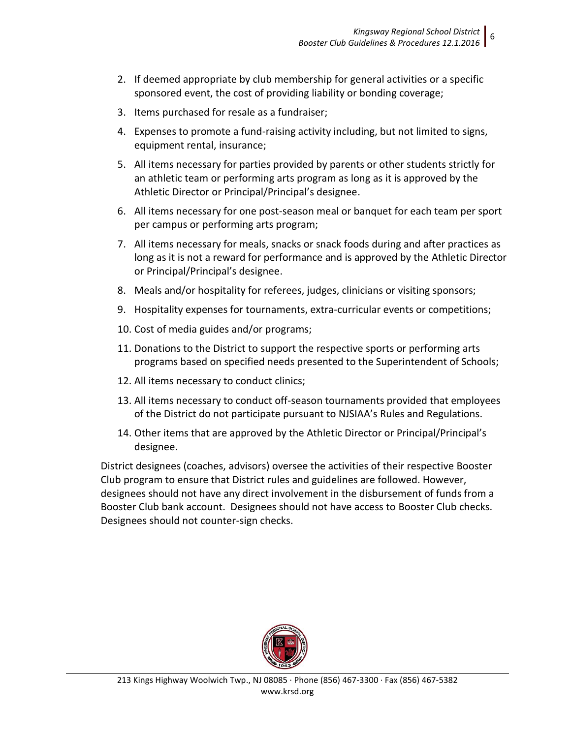2. If deemed appropriate by club membership for general activities or a specific sponsored event, the cost of providing liability or bonding coverage;
3. Items purchased for resale as a fundraiser;
4. Expenses to promote a fund-raising activity including, but not limited to signs, equipment rental, insurance;
5. All items necessary for parties provided by parents or other students strictly for an athletic team or performing arts program as long as it is approved by the Athletic Director or Principal/Principal's designee.
6. All items necessary for one post-season meal or banquet for each team per sport per campus or performing arts program;
7. All items necessary for meals, snacks or snack foods during and after practices as long as it is not a reward for performance and is approved by the Athletic Director or Principal/Principal's designee.
8. Meals and/or hospitality for referees, judges, clinicians or visiting sponsors;
9. Hospitality expenses for tournaments, extra-curricular events or competitions;
10. Cost of media guides and/or programs;
11. Donations to the District to support the respective sports or performing arts programs based on specified needs presented to the Superintendent of Schools;
12. All items necessary to conduct clinics;
13. All items necessary to conduct off-season tournaments provided that employees of the District do not participate pursuant to NJSIAA's Rules and Regulations.
14. Other items that are approved by the Athletic Director or Principal/Principal's designee.

District designees (coaches, advisors) oversee the activities of their respective Booster Club program to ensure that District rules and guidelines are followed. However, designees should not have any direct involvement in the disbursement of funds from a Booster Club bank account. Designees should not have access to Booster Club checks. Designees should not counter-sign checks.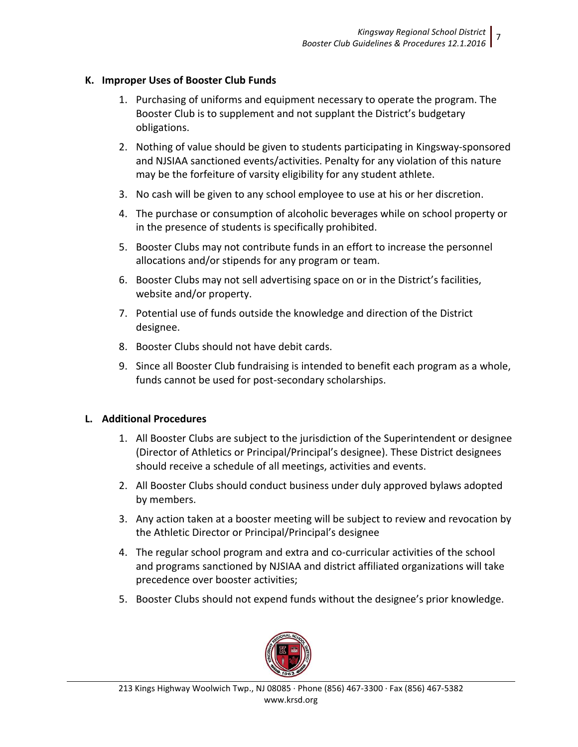## K. Improper Uses of Booster Club Funds

1. Purchasing of uniforms and equipment necessary to operate the program. The Booster Club is to supplement and not supplant the District's budgetary obligations.
2. Nothing of value should be given to students participating in Kingsway-sponsored and NJSIAA sanctioned events/activities. Penalty for any violation of this nature may be the forfeiture of varsity eligibility for any student athlete.
3. No cash will be given to any school employee to use at his or her discretion.
4. The purchase or consumption of alcoholic beverages while on school property or in the presence of students is specifically prohibited.
5. Booster Clubs may not contribute funds in an effort to increase the personnel allocations and/or stipends for any program or team.
6. Booster Clubs may not sell advertising space on or in the District's facilities, website and/or property.
7. Potential use of funds outside the knowledge and direction of the District designee.
8. Booster Clubs should not have debit cards.
9. Since all Booster Club fundraising is intended to benefit each program as a whole, funds cannot be used for post-secondary scholarships.

## L. Additional Procedures

1. All Booster Clubs are subject to the jurisdiction of the Superintendent or designee (Director of Athletics or Principal/Principal's designee). These District designees should receive a schedule of all meetings, activities and events.
2. All Booster Clubs should conduct business under duly approved bylaws adopted by members.
3. Any action taken at a booster meeting will be subject to review and revocation by the Athletic Director or Principal/Principal's designee
4. The regular school program and extra and co-curricular activities of the school and programs sanctioned by NJSIAA and district affiliated organizations will take precedence over booster activities;
5. Booster Clubs should not expend funds without the designee's prior knowledge.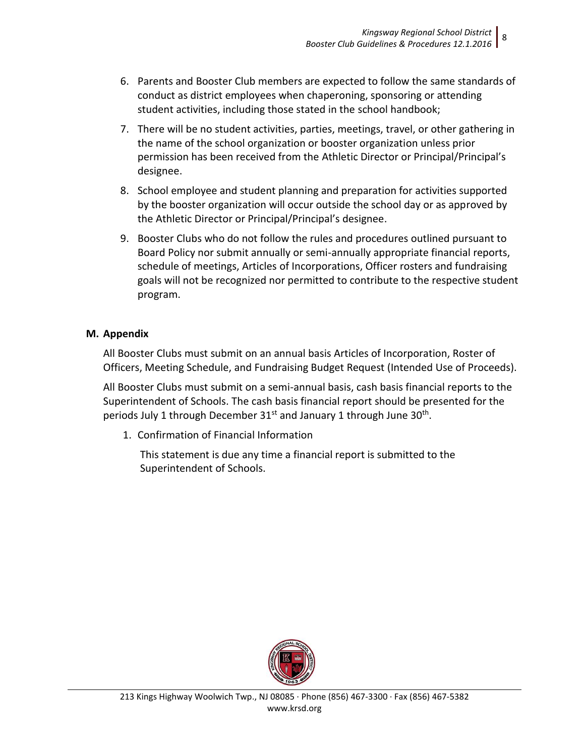6. Parents and Booster Club members are expected to follow the same standards of conduct as district employees when chaperoning, sponsoring or attending student activities, including those stated in the school handbook;
7. There will be no student activities, parties, meetings, travel, or other gathering in the name of the school organization or booster organization unless prior permission has been received from the Athletic Director or Principal/Principal's designee.
8. School employee and student planning and preparation for activities supported by the booster organization will occur outside the school day or as approved by the Athletic Director or Principal/Principal's designee.
9. Booster Clubs who do not follow the rules and procedures outlined pursuant to Board Policy nor submit annually or semi-annually appropriate financial reports, schedule of meetings, Articles of Incorporations, Officer rosters and fundraising goals will not be recognized nor permitted to contribute to the respective student program.

## M. Appendix

All Booster Clubs must submit on an annual basis Articles of Incorporation, Roster of Officers, Meeting Schedule, and Fundraising Budget Request (Intended Use of Proceeds).

All Booster Clubs must submit on a semi-annual basis, cash basis financial reports to the Superintendent of Schools. The cash basis financial report should be presented for the periods July 1 through December 31st and January 1 through June 30th.

1. Confirmation of Financial Information

   This statement is due any time a financial report is submitted to the Superintendent of Schools.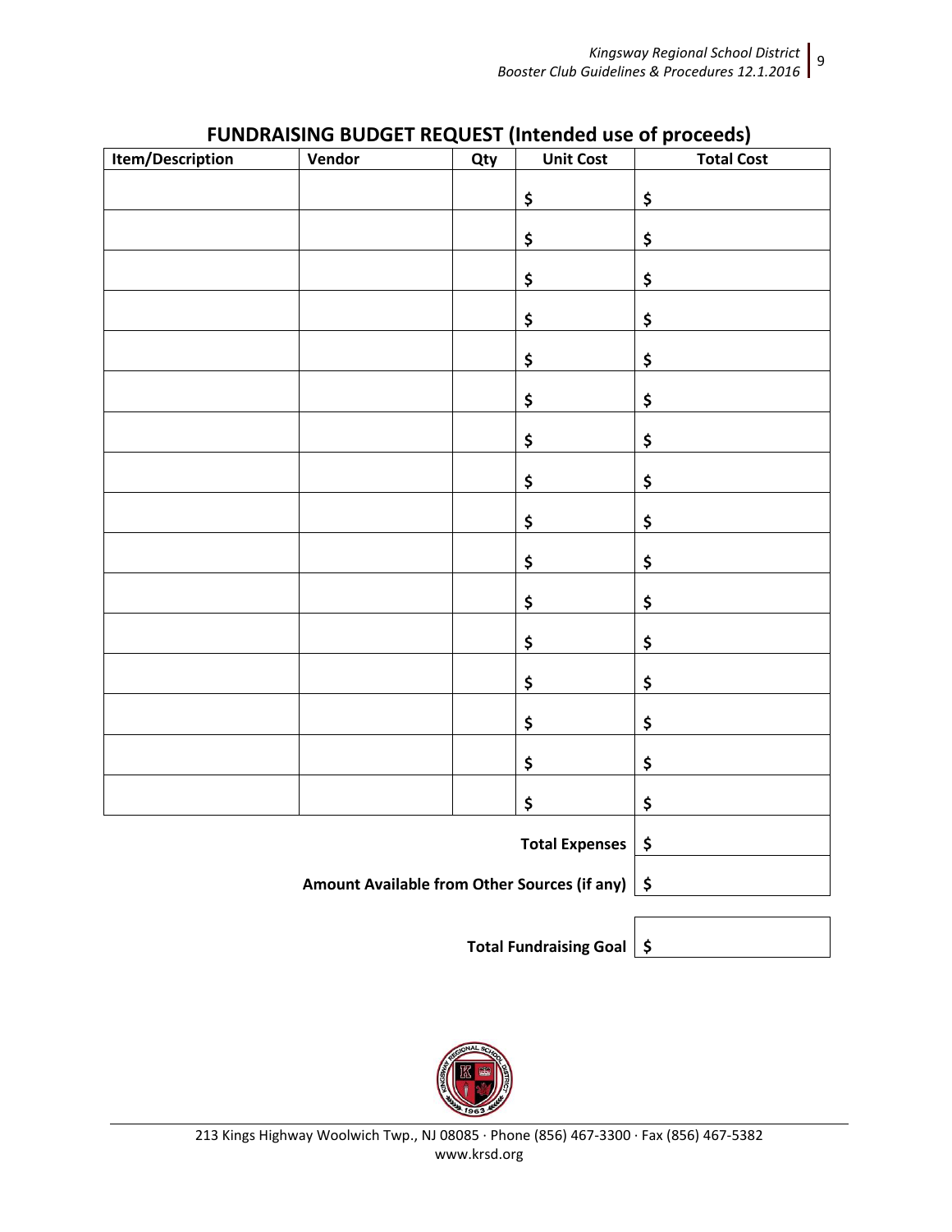## FUNDRAISING BUDGET REQUEST (Intended use of proceeds)

| Item/Description | Vendor | Qty | Unit Cost | Total Cost |
|---|---|---|---|---|
| | | | $ | $ |
| | | | $ | $ |
| | | | $ | $ |
| | | | $ | $ |
| | | | $ | $ |
| | | | $ | $ |
| | | | $ | $ |
| | | | $ | $ |
| | | | $ | $ |
| | | | $ | $ |
| | | | $ | $ |
| | | | $ | $ |
| | | | $ | $ |
| | | | $ | $ |
| | | | $ | $ |
| | | | $ | $ |
| | | | **Total Expenses** | $ |
| | | | **Amount Available from Other Sources (if any)** | $ |

| | |
|---|---|
| **Total Fundraising Goal** | $ |

213 Kings Highway Woolwich Twp., NJ 08085 · Phone (856) 467-3300 · Fax (856) 467-5382
www.krsd.org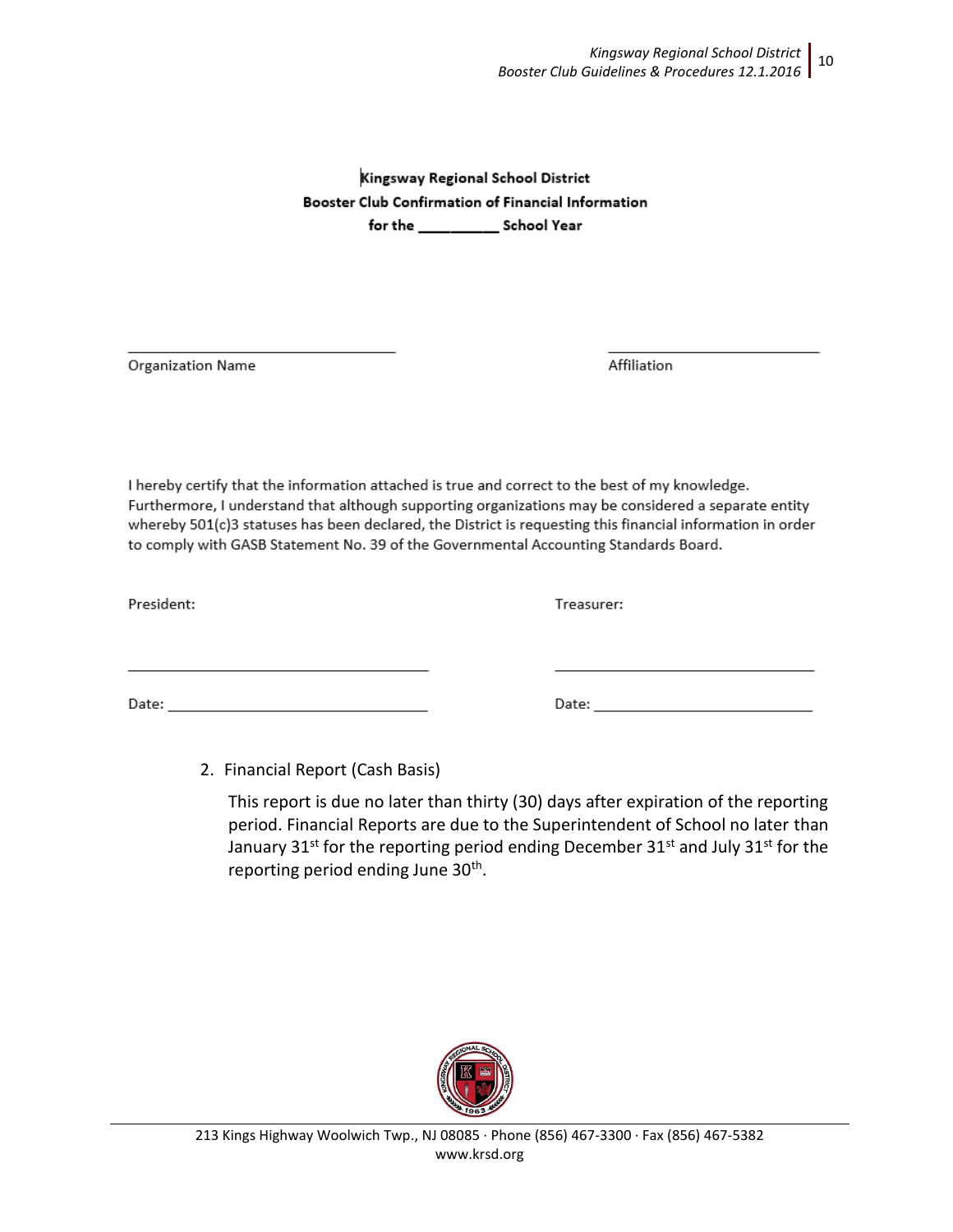**Kingsway Regional School District**
**Booster Club Confirmation of Financial Information**
**for the __________ School Year**

_______________________________ Organization Name

_______________________________ Affiliation

I hereby certify that the information attached is true and correct to the best of my knowledge. Furthermore, I understand that although supporting organizations may be considered a separate entity whereby 501(c)3 statuses has been declared, the District is requesting this financial information in order to comply with GASB Statement No. 39 of the Governmental Accounting Standards Board.

President:

_________________________________

Date: _____________________________

Treasurer:

_________________________________

Date: _____________________________

2. Financial Report (Cash Basis)

   This report is due no later than thirty (30) days after expiration of the reporting period. Financial Reports are due to the Superintendent of School no later than January 31st for the reporting period ending December 31st and July 31st for the reporting period ending June 30th.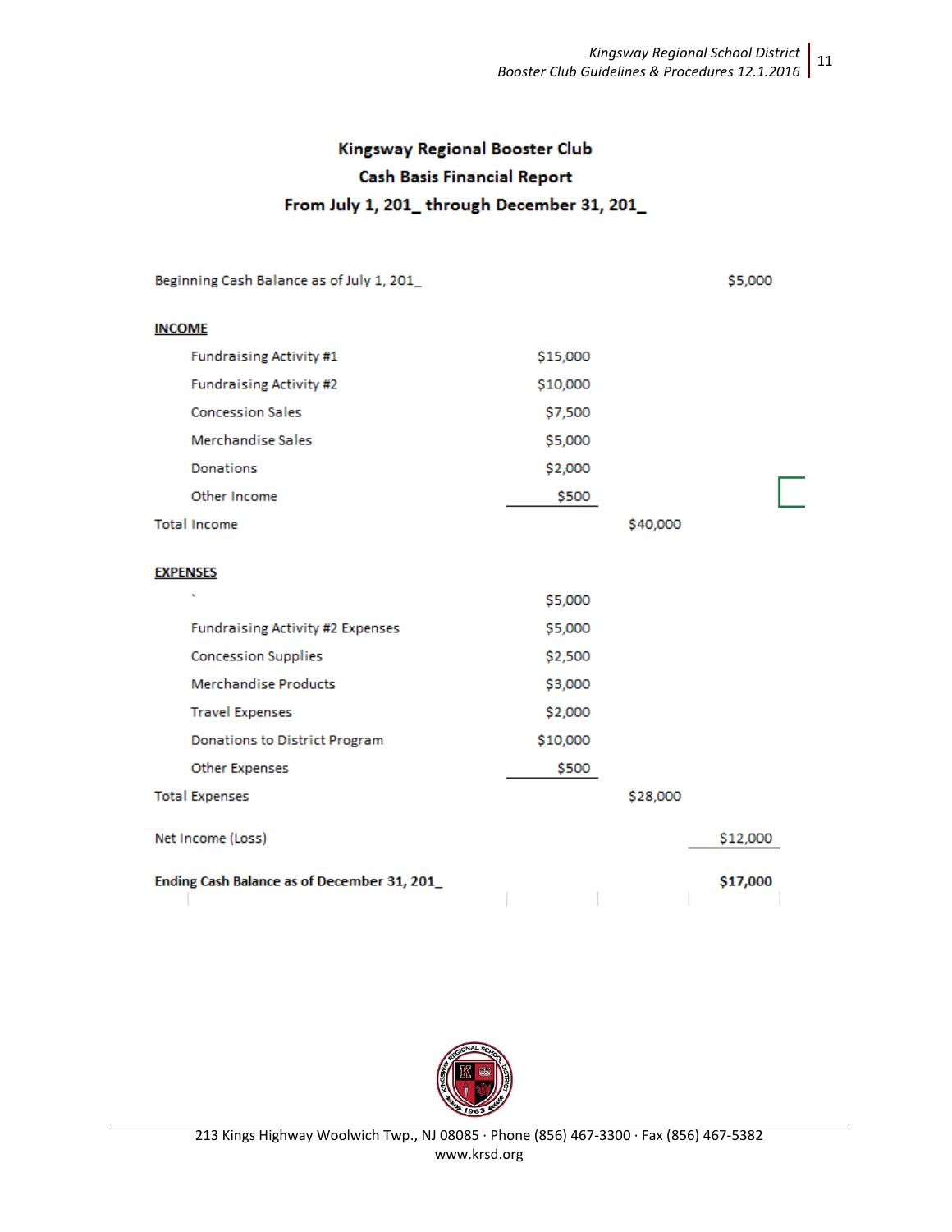**Kingsway Regional Booster Club**

**Cash Basis Financial Report**

**From July 1, 201_ through December 31, 201_**

| | | | |
|---|---|---|---|
| Beginning Cash Balance as of July 1, 201_ | | | $5,000 |
| **INCOME** | | | |
| Fundraising Activity #1 | $15,000 | | |
| Fundraising Activity #2 | $10,000 | | |
| Concession Sales | $7,500 | | |
| Merchandise Sales | $5,000 | | |
| Donations | $2,000 | | |
| Other Income | $500 | | |
| Total Income | | $40,000 | |
| **EXPENSES** | | | |
| ` | $5,000 | | |
| Fundraising Activity #2 Expenses | $5,000 | | |
| Concession Supplies | $2,500 | | |
| Merchandise Products | $3,000 | | |
| Travel Expenses | $2,000 | | |
| Donations to District Program | $10,000 | | |
| Other Expenses | $500 | | |
| Total Expenses | | $28,000 | |
| Net Income (Loss) | | | $12,000 |
| **Ending Cash Balance as of December 31, 201_** | | | **$17,000** |

213 Kings Highway Woolwich Twp., NJ 08085 · Phone (856) 467-3300 · Fax (856) 467-5382
www.krsd.org